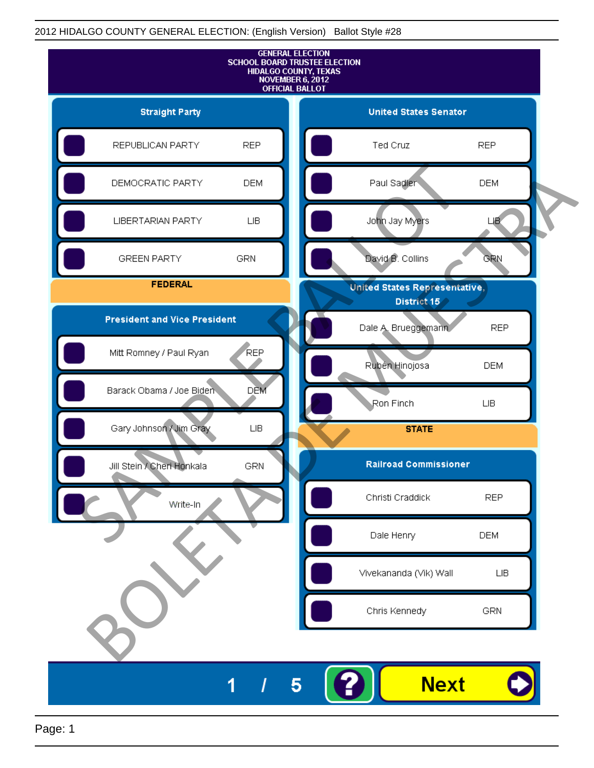2012 HIDALGO COUNTY GENERAL ELECTION: (English Version) Ballot Style #28

# GENERAL ELECTION
## SCHOOL BOARD TRUSTEE ELECTION
## HIDALGO COUNTY, TEXAS
## NOVEMBER 6, 2012
## OFFICIAL BALLOT

### Straight Party

| Candidate | Party |
|---|---|
| REPUBLICAN PARTY | REP |
| DEMOCRATIC PARTY | DEM |
| LIBERTARIAN PARTY | LIB |
| GREEN PARTY | GRN |

## FEDERAL

### President and Vice President

| Candidate | Party |
|---|---|
| Mitt Romney / Paul Ryan | REP |
| Barack Obama / Joe Biden | DEM |
| Gary Johnson / Jim Gray | LIB |
| Jill Stein / Cheri Honkala | GRN |
| Write-In | |

### United States Senator

| Candidate | Party |
|---|---|
| Ted Cruz | REP |
| Paul Sadler | DEM |
| John Jay Myers | LIB |
| David B. Collins | GRN |

### United States Representative, District 15

| Candidate | Party |
|---|---|
| Dale A. Brueggemann | REP |
| Rubén Hinojosa | DEM |
| Ron Finch | LIB |

## STATE

### Railroad Commissioner

| Candidate | Party |
|---|---|
| Christi Craddick | REP |
| Dale Henry | DEM |
| Vivekananda (Vik) Wall | LIB |
| Chris Kennedy | GRN |

SAMPLE BALLOT
BOLETA DE MUESTRA

1 / 5 ? Next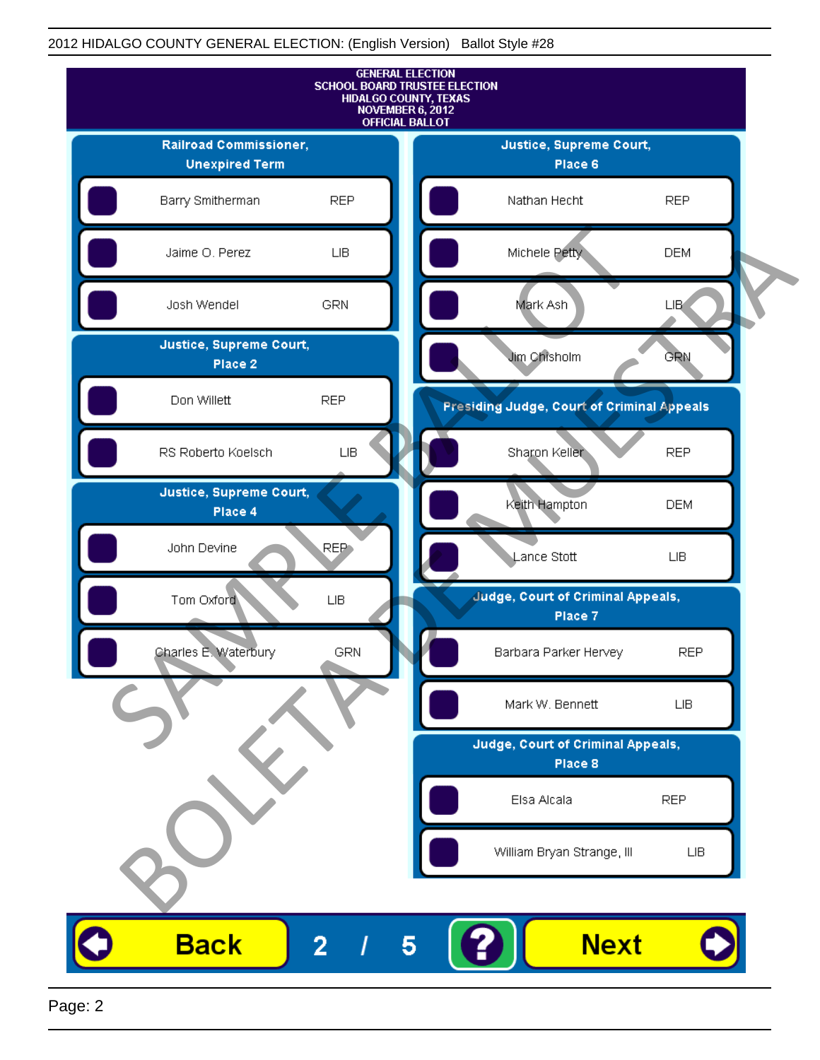2012 HIDALGO COUNTY GENERAL ELECTION: (English Version)   Ballot Style #28

GENERAL ELECTION
SCHOOL BOARD TRUSTEE ELECTION
HIDALGO COUNTY, TEXAS
NOVEMBER 6, 2012
OFFICIAL BALLOT

**Railroad Commissioner, Unexpired Term**

| Candidate | Party |
|---|---|
| Barry Smitherman | REP |
| Jaime O. Perez | LIB |
| Josh Wendel | GRN |

**Justice, Supreme Court, Place 2**

| Candidate | Party |
|---|---|
| Don Willett | REP |
| RS Roberto Koelsch | LIB |

**Justice, Supreme Court, Place 4**

| Candidate | Party |
|---|---|
| John Devine | REP |
| Tom Oxford | LIB |
| Charles E. Waterbury | GRN |

**Justice, Supreme Court, Place 6**

| Candidate | Party |
|---|---|
| Nathan Hecht | REP |
| Michele Petty | DEM |
| Mark Ash | LIB |
| Jim Chisholm | GRN |

**Presiding Judge, Court of Criminal Appeals**

| Candidate | Party |
|---|---|
| Sharon Keller | REP |
| Keith Hampton | DEM |
| Lance Stott | LIB |

**Judge, Court of Criminal Appeals, Place 7**

| Candidate | Party |
|---|---|
| Barbara Parker Hervey | REP |
| Mark W. Bennett | LIB |

**Judge, Court of Criminal Appeals, Place 8**

| Candidate | Party |
|---|---|
| Elsa Alcala | REP |
| William Bryan Strange, III | LIB |

SAMPLE BALLOT
BOLETA DE MUESTRA

Back   2 / 5   ?   Next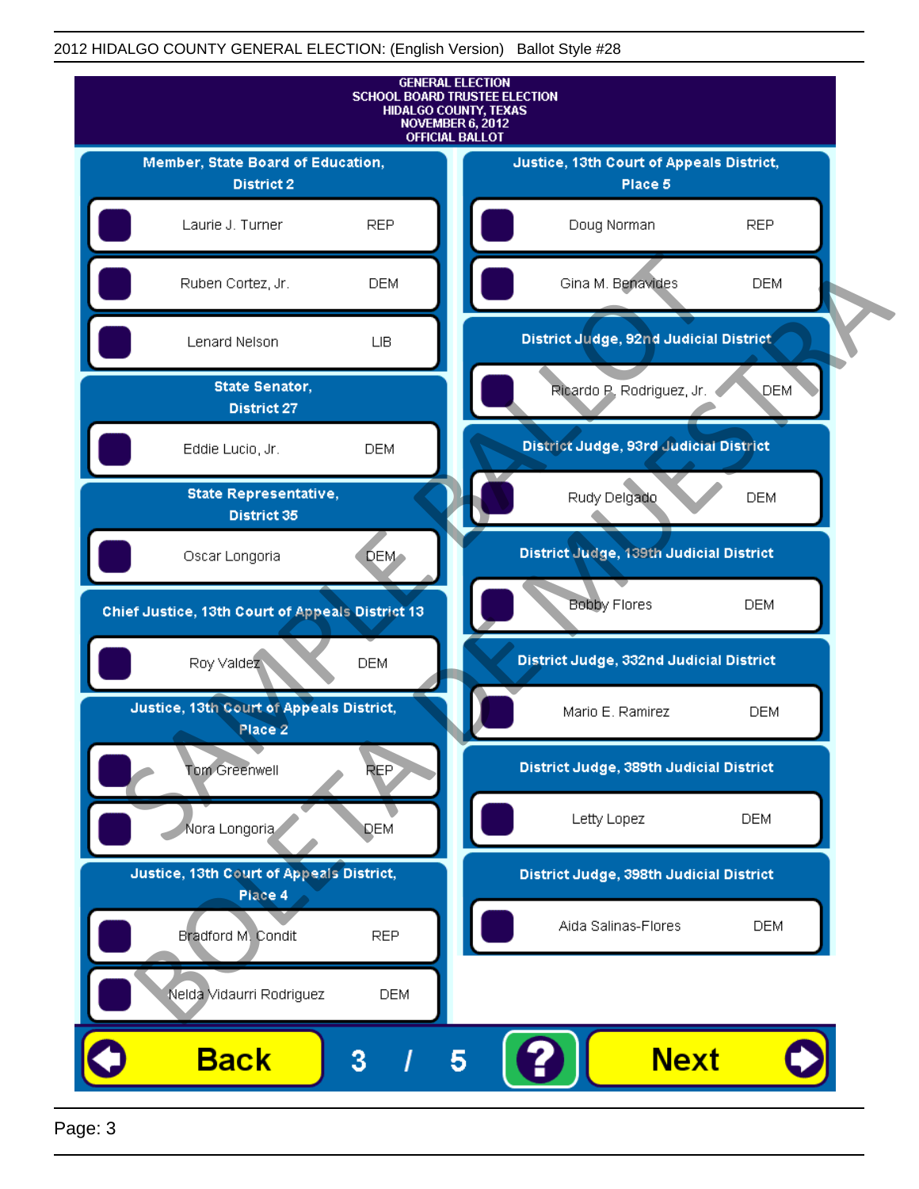2012 HIDALGO COUNTY GENERAL ELECTION: (English Version) Ballot Style #28

# GENERAL ELECTION
## SCHOOL BOARD TRUSTEE ELECTION
## HIDALGO COUNTY, TEXAS
## NOVEMBER 6, 2012
## OFFICIAL BALLOT

SAMPLE BALLOT — BOLETA DE MUESTRA

### Member, State Board of Education, District 2

| Candidate | Party |
|---|---|
| Laurie J. Turner | REP |
| Ruben Cortez, Jr. | DEM |
| Lenard Nelson | LIB |

### State Senator, District 27

| Candidate | Party |
|---|---|
| Eddie Lucio, Jr. | DEM |

### State Representative, District 35

| Candidate | Party |
|---|---|
| Oscar Longoria | DEM |

### Chief Justice, 13th Court of Appeals District 13

| Candidate | Party |
|---|---|
| Roy Valdez | DEM |

### Justice, 13th Court of Appeals District, Place 2

| Candidate | Party |
|---|---|
| Tom Greenwell | REP |
| Nora Longoria | DEM |

### Justice, 13th Court of Appeals District, Place 4

| Candidate | Party |
|---|---|
| Bradford M. Condit | REP |
| Nelda Vidaurri Rodriguez | DEM |

### Justice, 13th Court of Appeals District, Place 5

| Candidate | Party |
|---|---|
| Doug Norman | REP |
| Gina M. Benavides | DEM |

### District Judge, 92nd Judicial District

| Candidate | Party |
|---|---|
| Ricardo P. Rodriguez, Jr. | DEM |

### District Judge, 93rd Judicial District

| Candidate | Party |
|---|---|
| Rudy Delgado | DEM |

### District Judge, 139th Judicial District

| Candidate | Party |
|---|---|
| Bobby Flores | DEM |

### District Judge, 332nd Judicial District

| Candidate | Party |
|---|---|
| Mario E. Ramirez | DEM |

### District Judge, 389th Judicial District

| Candidate | Party |
|---|---|
| Letty Lopez | DEM |

### District Judge, 398th Judicial District

| Candidate | Party |
|---|---|
| Aida Salinas-Flores | DEM |

Back 3 / 5 ? Next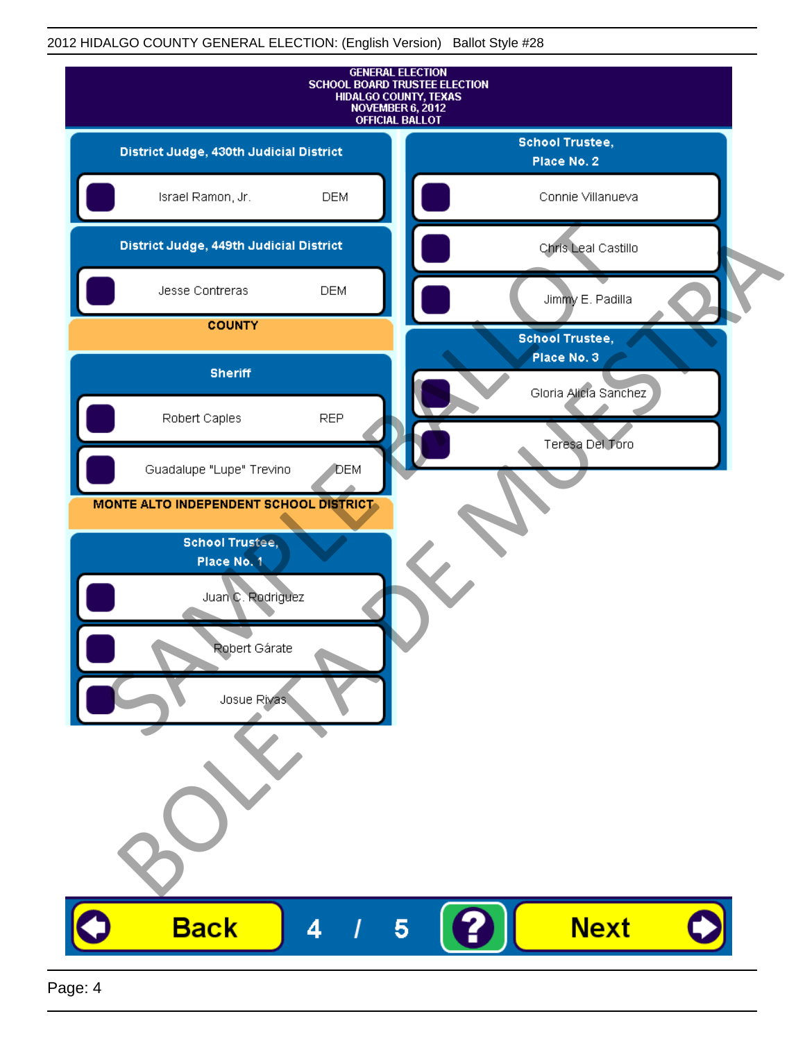2012 HIDALGO COUNTY GENERAL ELECTION: (English Version) Ballot Style #28

GENERAL ELECTION
SCHOOL BOARD TRUSTEE ELECTION
HIDALGO COUNTY, TEXAS
NOVEMBER 6, 2012
OFFICIAL BALLOT

### District Judge, 430th Judicial District

- Israel Ramon, Jr. — DEM

### District Judge, 449th Judicial District

- Jesse Contreras — DEM

## COUNTY

### Sheriff

- Robert Caples — REP
- Guadalupe "Lupe" Trevino — DEM

## MONTE ALTO INDEPENDENT SCHOOL DISTRICT

### School Trustee, Place No. 1

- Juan C. Rodriguez
- Robert Gárate
- Josue Rivas

### School Trustee, Place No. 2

- Connie Villanueva
- Chris Leal Castillo
- Jimmy E. Padilla

### School Trustee, Place No. 3

- Gloria Alicia Sanchez
- Teresa Del Toro

SAMPLE BALLOT
BOLETA DE MUESTRA

Back 4 / 5 ? Next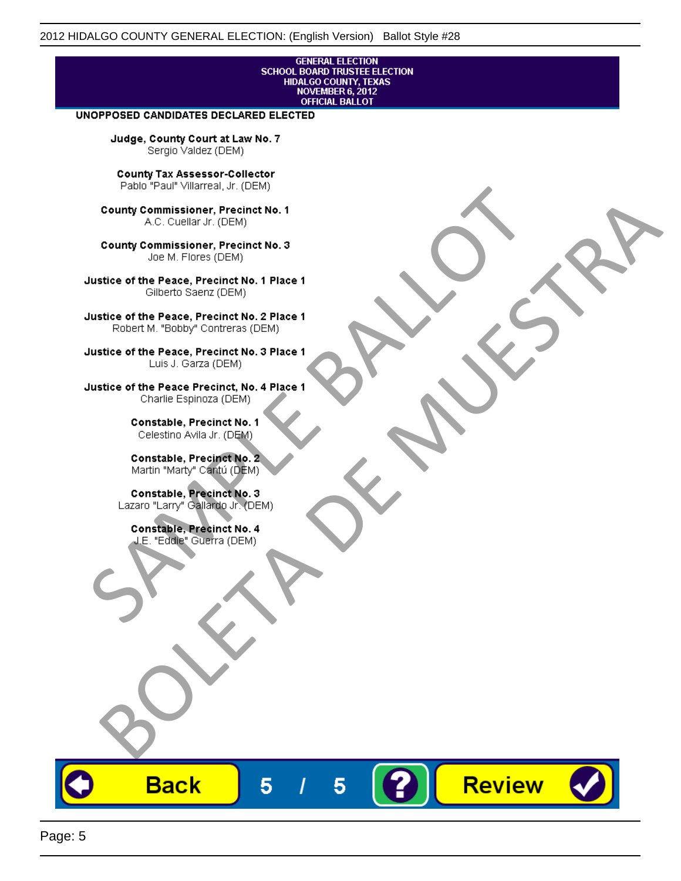GENERAL ELECTION
SCHOOL BOARD TRUSTEE ELECTION
HIDALGO COUNTY, TEXAS
NOVEMBER 6, 2012
OFFICIAL BALLOT

**UNOPPOSED CANDIDATES DECLARED ELECTED**

**Judge, County Court at Law No. 7**
Sergio Valdez (DEM)

**County Tax Assessor-Collector**
Pablo "Paul" Villarreal, Jr. (DEM)

**County Commissioner, Precinct No. 1**
A.C. Cuellar Jr. (DEM)

**County Commissioner, Precinct No. 3**
Joe M. Flores (DEM)

**Justice of the Peace, Precinct No. 1 Place 1**
Gilberto Saenz (DEM)

**Justice of the Peace, Precinct No. 2 Place 1**
Robert M. "Bobby" Contreras (DEM)

**Justice of the Peace, Precinct No. 3 Place 1**
Luis J. Garza (DEM)

**Justice of the Peace Precinct, No. 4 Place 1**
Charlie Espinoza (DEM)

**Constable, Precinct No. 1**
Celestino Avila Jr. (DEM)

**Constable, Precinct No. 2**
Martin "Marty" Cantú (DEM)

**Constable, Precinct No. 3**
Lazaro "Larry" Gallardo Jr. (DEM)

**Constable, Precinct No. 4**
J.E. "Eddie" Guerra (DEM)

SAMPLE BALLOT
BOLETA DE MUESTRA

Back 5 / 5 ? Review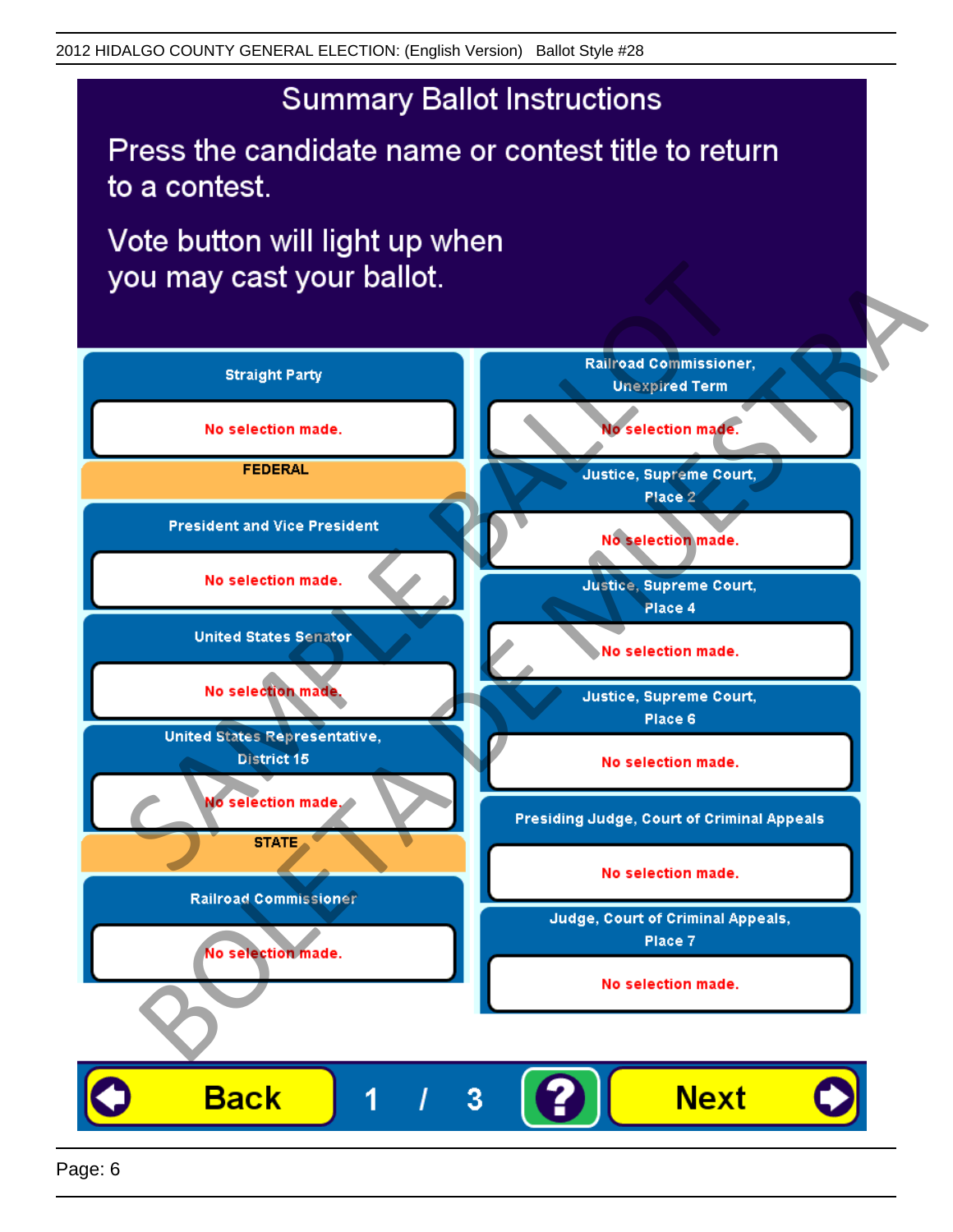2012 HIDALGO COUNTY GENERAL ELECTION: (English Version) Ballot Style #28

# Summary Ballot Instructions

Press the candidate name or contest title to return to a contest.

Vote button will light up when you may cast your ballot.

**Straight Party**

No selection made.

**FEDERAL**

**President and Vice President**

No selection made.

**United States Senator**

No selection made.

**United States Representative, District 15**

No selection made.

**STATE**

**Railroad Commissioner**

No selection made.

**Railroad Commissioner, Unexpired Term**

No selection made.

**Justice, Supreme Court, Place 2**

No selection made.

**Justice, Supreme Court, Place 4**

No selection made.

**Justice, Supreme Court, Place 6**

No selection made.

**Presiding Judge, Court of Criminal Appeals**

No selection made.

**Judge, Court of Criminal Appeals, Place 7**

No selection made.

Back 1 / 3 ? Next

SAMPLE BALLOT BOLETA DE MUESTRA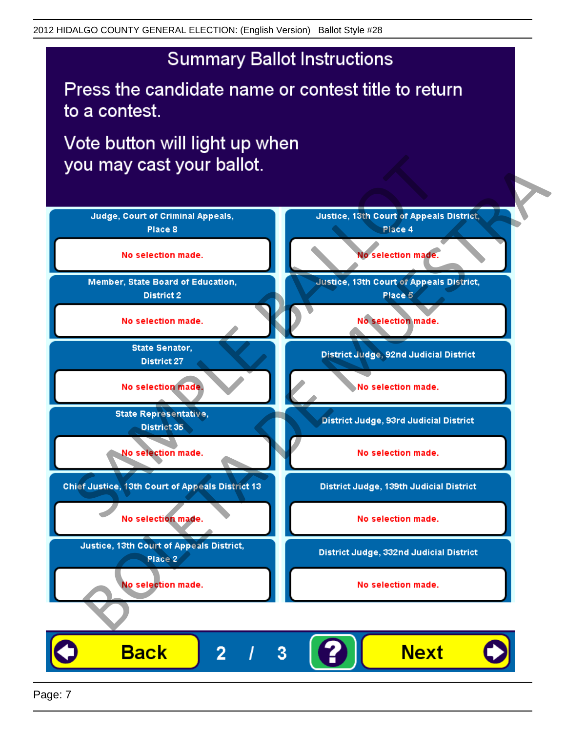2012 HIDALGO COUNTY GENERAL ELECTION: (English Version) Ballot Style #28

# Summary Ballot Instructions

Press the candidate name or contest title to return to a contest.

Vote button will light up when you may cast your ballot.

| Contest | Selection |
| --- | --- |
| Judge, Court of Criminal Appeals, Place 8 | No selection made. |
| Member, State Board of Education, District 2 | No selection made. |
| State Senator, District 27 | No selection made. |
| State Representative, District 35 | No selection made. |
| Chief Justice, 13th Court of Appeals District 13 | No selection made. |
| Justice, 13th Court of Appeals District, Place 2 | No selection made. |
| Justice, 13th Court of Appeals District, Place 4 | No selection made. |
| Justice, 13th Court of Appeals District, Place 5 | No selection made. |
| District Judge, 92nd Judicial District | No selection made. |
| District Judge, 93rd Judicial District | No selection made. |
| District Judge, 139th Judicial District | No selection made. |
| District Judge, 332nd Judicial District | No selection made. |

SAMPLE BALLOT — BOLETA DE MUESTRA

Back | 2 / 3 | ? | Next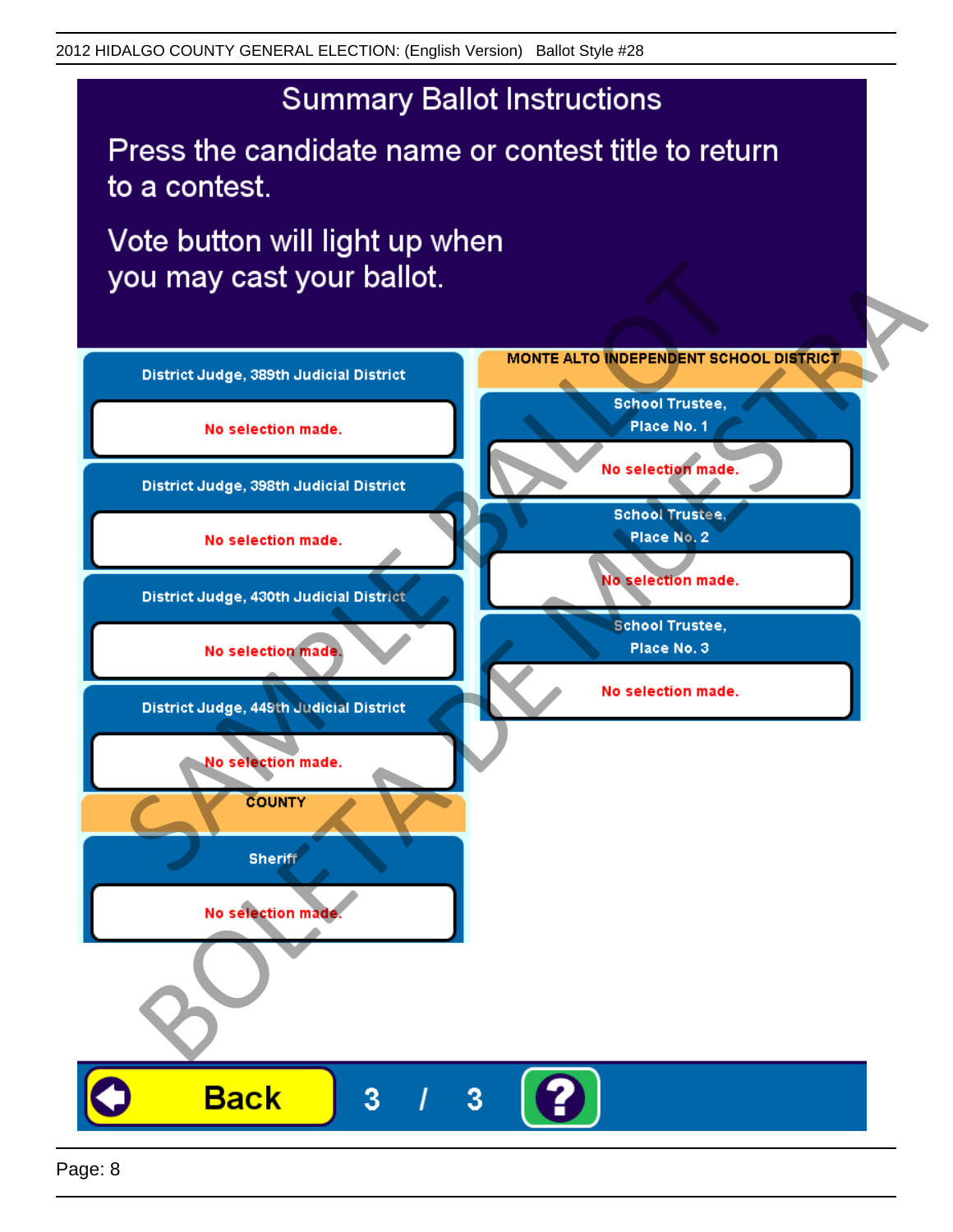2012 HIDALGO COUNTY GENERAL ELECTION: (English Version)   Ballot Style #28

# Summary Ballot Instructions

Press the candidate name or contest title to return to a contest.

Vote button will light up when you may cast your ballot.

**District Judge, 389th Judicial District**

No selection made.

**District Judge, 398th Judicial District**

No selection made.

**District Judge, 430th Judicial District**

No selection made.

**District Judge, 449th Judicial District**

No selection made.

**COUNTY**

**Sheriff**

No selection made.

**MONTE ALTO INDEPENDENT SCHOOL DISTRICT**

**School Trustee, Place No. 1**

No selection made.

**School Trustee, Place No. 2**

No selection made.

**School Trustee, Place No. 3**

No selection made.

SAMPLE BALLOT

BOLETA DE MUESTRA

Back   3 / 3   ?